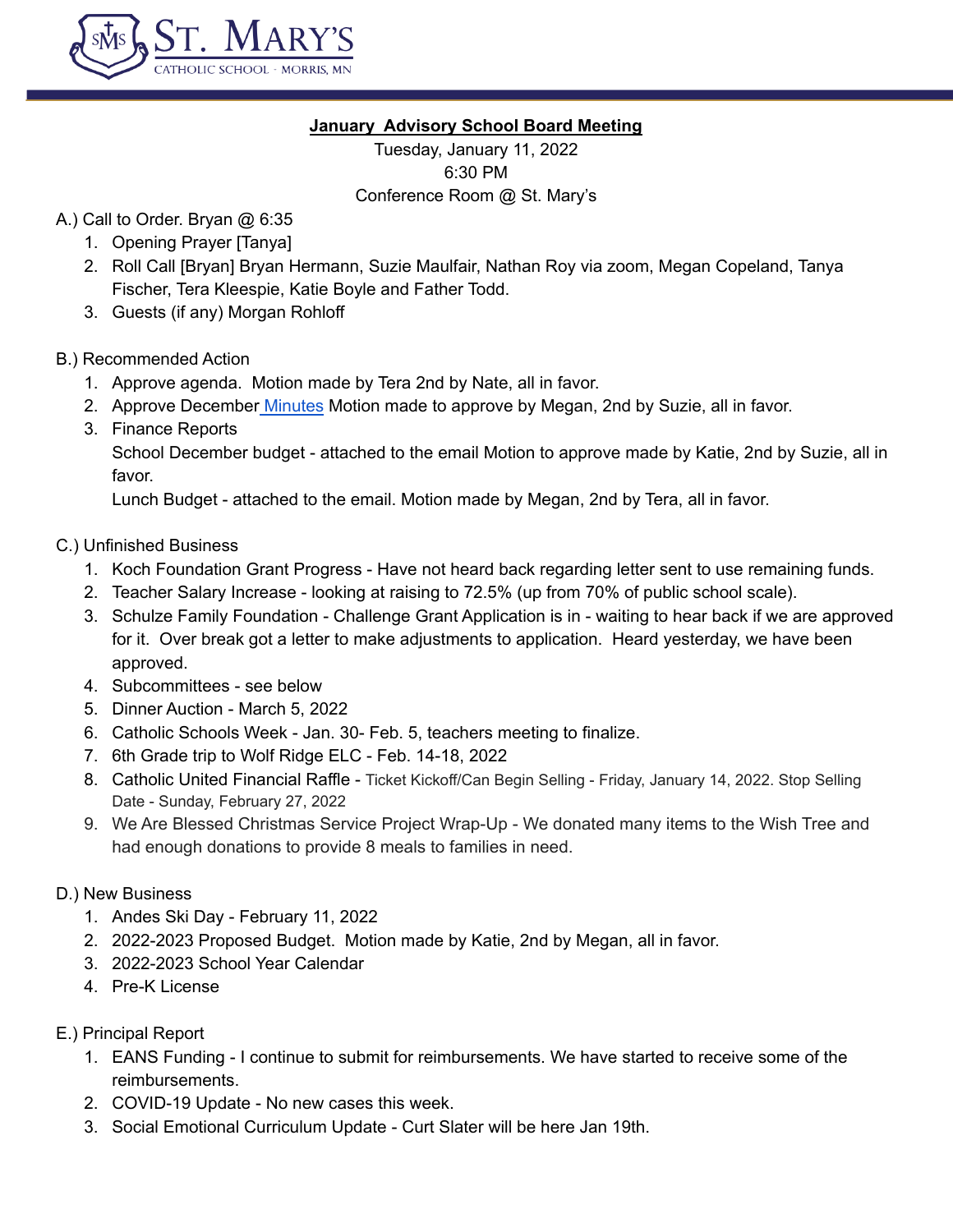ST. MARY'S
CATHOLIC SCHOOL · MORRIS, MN

**January Advisory School Board Meeting**

Tuesday, January 11, 2022
6:30 PM
Conference Room @ St. Mary's

A.) Call to Order. Bryan @ 6:35

1. Opening Prayer [Tanya]
2. Roll Call [Bryan] Bryan Hermann, Suzie Maulfair, Nathan Roy via zoom, Megan Copeland, Tanya Fischer, Tera Kleespie, Katie Boyle and Father Todd.
3. Guests (if any) Morgan Rohloff

B.) Recommended Action

1. Approve agenda. Motion made by Tera 2nd by Nate, all in favor.
2. Approve December Minutes Motion made to approve by Megan, 2nd by Suzie, all in favor.
3. Finance Reports
   School December budget - attached to the email Motion to approve made by Katie, 2nd by Suzie, all in favor.
   Lunch Budget - attached to the email. Motion made by Megan, 2nd by Tera, all in favor.

C.) Unfinished Business

1. Koch Foundation Grant Progress - Have not heard back regarding letter sent to use remaining funds.
2. Teacher Salary Increase - looking at raising to 72.5% (up from 70% of public school scale).
3. Schulze Family Foundation - Challenge Grant Application is in - waiting to hear back if we are approved for it. Over break got a letter to make adjustments to application. Heard yesterday, we have been approved.
4. Subcommittees - see below
5. Dinner Auction - March 5, 2022
6. Catholic Schools Week - Jan. 30- Feb. 5, teachers meeting to finalize.
7. 6th Grade trip to Wolf Ridge ELC - Feb. 14-18, 2022
8. Catholic United Financial Raffle - Ticket Kickoff/Can Begin Selling - Friday, January 14, 2022. Stop Selling Date - Sunday, February 27, 2022
9. We Are Blessed Christmas Service Project Wrap-Up - We donated many items to the Wish Tree and had enough donations to provide 8 meals to families in need.

D.) New Business

1. Andes Ski Day - February 11, 2022
2. 2022-2023 Proposed Budget. Motion made by Katie, 2nd by Megan, all in favor.
3. 2022-2023 School Year Calendar
4. Pre-K License

E.) Principal Report

1. EANS Funding - I continue to submit for reimbursements. We have started to receive some of the reimbursements.
2. COVID-19 Update - No new cases this week.
3. Social Emotional Curriculum Update - Curt Slater will be here Jan 19th.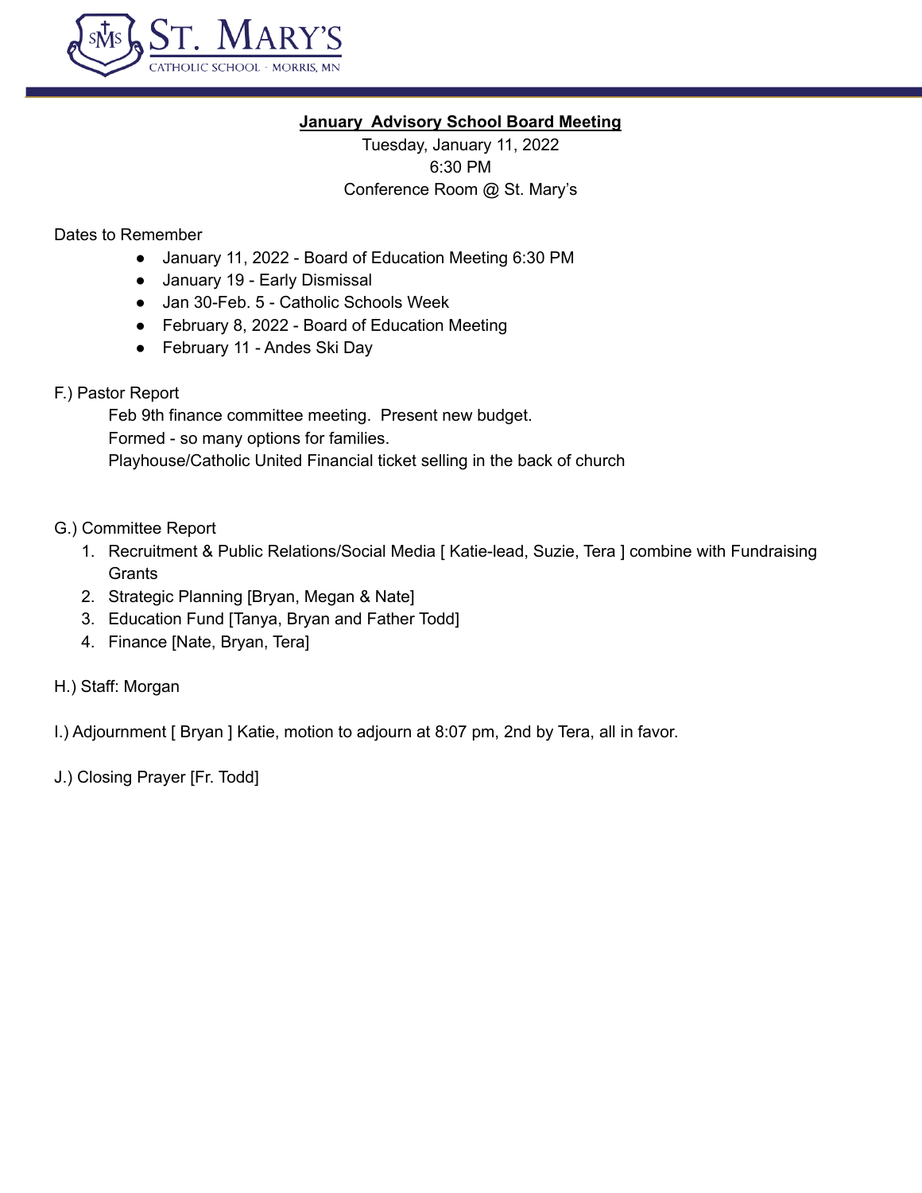**St. Mary's**
Catholic School - Morris, MN

**January Advisory School Board Meeting**

Tuesday, January 11, 2022
6:30 PM
Conference Room @ St. Mary's

Dates to Remember

- January 11, 2022 - Board of Education Meeting 6:30 PM
- January 19 - Early Dismissal
- Jan 30-Feb. 5 - Catholic Schools Week
- February 8, 2022 - Board of Education Meeting
- February 11 - Andes Ski Day

F.) Pastor Report

Feb 9th finance committee meeting. Present new budget.
Formed - so many options for families.
Playhouse/Catholic United Financial ticket selling in the back of church

G.) Committee Report

1. Recruitment & Public Relations/Social Media [ Katie-lead, Suzie, Tera ] combine with Fundraising Grants
2. Strategic Planning [Bryan, Megan & Nate]
3. Education Fund [Tanya, Bryan and Father Todd]
4. Finance [Nate, Bryan, Tera]

H.) Staff: Morgan

I.) Adjournment [ Bryan ] Katie, motion to adjourn at 8:07 pm, 2nd by Tera, all in favor.

J.) Closing Prayer [Fr. Todd]